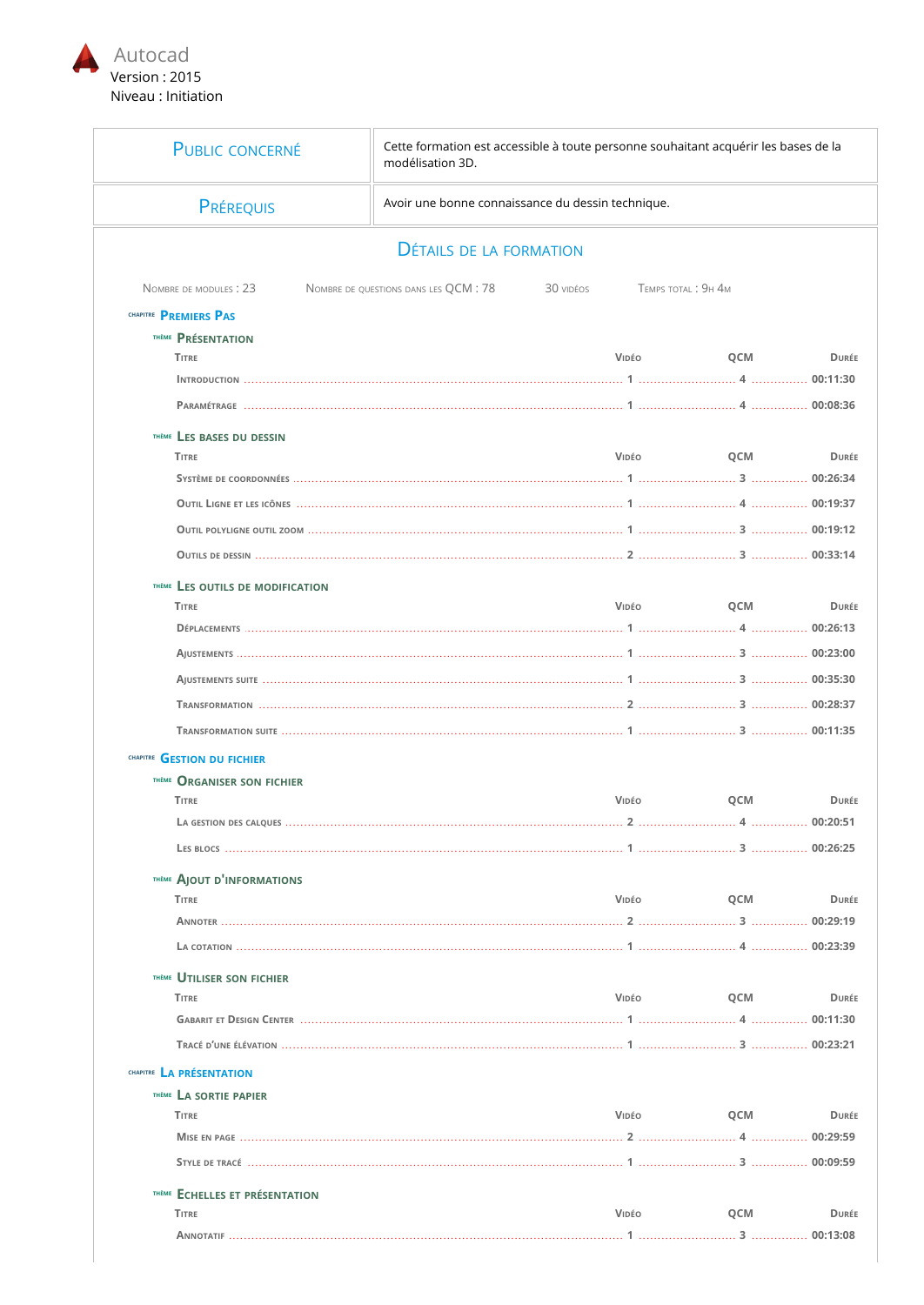# Autocad

Version : 2015

Niveau : Initiation

| Public concerné | Cette formation est accessible à toute personne souhaitant acquérir les bases de la modélisation 3D. |
|---|---|
| Prérequis | Avoir une bonne connaissance du dessin technique. |

## Détails de la formation

Nombre de modules : 23 — Nombre de questions dans les QCM : 78 — 30 vidéos — Temps total : 9h 4m

### Chapitre Premiers Pas

#### Thème Présentation

| Titre | Vidéo | QCM | Durée |
|---|---|---|---|
| Introduction | 1 | 4 | 00:11:30 |
| Paramétrage | 1 | 4 | 00:08:36 |

#### Thème Les bases du dessin

| Titre | Vidéo | QCM | Durée |
|---|---|---|---|
| Système de coordonnées | 1 | 3 | 00:26:34 |
| Outil Ligne et les icônes | 1 | 4 | 00:19:37 |
| Outil polyligne outil zoom | 1 | 3 | 00:19:12 |
| Outils de dessin | 2 | 3 | 00:33:14 |

#### Thème Les outils de modification

| Titre | Vidéo | QCM | Durée |
|---|---|---|---|
| Déplacements | 1 | 4 | 00:26:13 |
| Ajustements | 1 | 3 | 00:23:00 |
| Ajustements suite | 1 | 3 | 00:35:30 |
| Transformation | 2 | 3 | 00:28:37 |
| Transformation suite | 1 | 3 | 00:11:35 |

### Chapitre Gestion du fichier

#### Thème Organiser son fichier

| Titre | Vidéo | QCM | Durée |
|---|---|---|---|
| La gestion des calques | 2 | 4 | 00:20:51 |
| Les blocs | 1 | 3 | 00:26:25 |

#### Thème Ajout d'informations

| Titre | Vidéo | QCM | Durée |
|---|---|---|---|
| Annoter | 2 | 3 | 00:29:19 |
| La cotation | 1 | 4 | 00:23:39 |

#### Thème Utiliser son fichier

| Titre | Vidéo | QCM | Durée |
|---|---|---|---|
| Gabarit et Design Center | 1 | 4 | 00:11:30 |
| Tracé d'une élévation | 1 | 3 | 00:23:21 |

### Chapitre La présentation

#### Thème La sortie papier

| Titre | Vidéo | QCM | Durée |
|---|---|---|---|
| Mise en page | 2 | 4 | 00:29:59 |
| Style de tracé | 1 | 3 | 00:09:59 |

#### Thème Echelles et présentation

| Titre | Vidéo | QCM | Durée |
|---|---|---|---|
| Annotatif | 1 | 3 | 00:13:08 |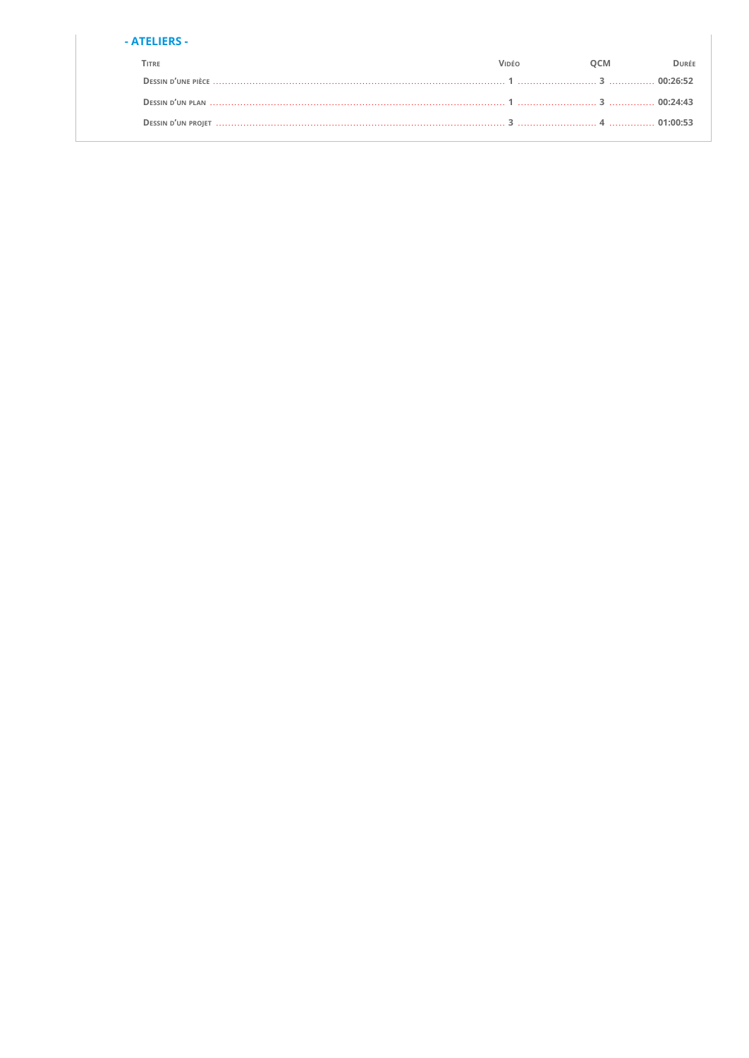## - ATELIERS -

| Titre | Vidéo | QCM | Durée |
|---|---|---|---|
| Dessin d'une pièce | 1 | 3 | 00:26:52 |
| Dessin d'un plan | 1 | 3 | 00:24:43 |
| Dessin d'un projet | 3 | 4 | 01:00:53 |